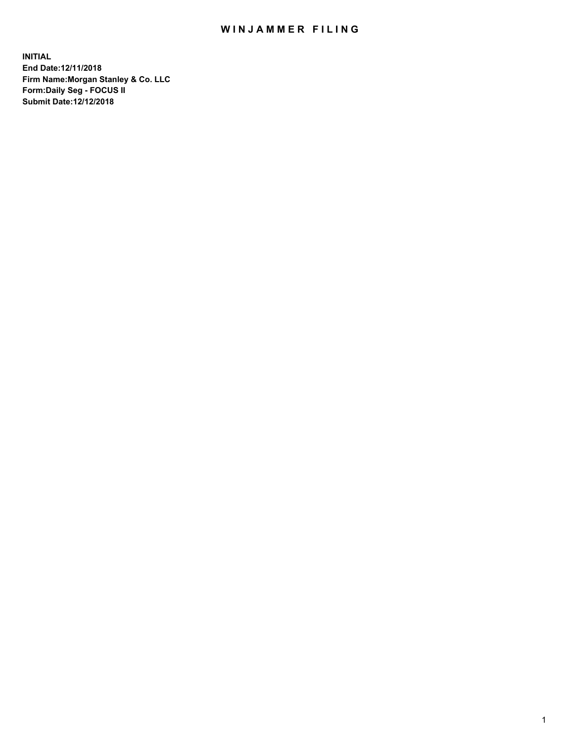# WINJAMMER FILING

**INITIAL**
**End Date:12/11/2018**
**Firm Name:Morgan Stanley & Co. LLC**
**Form:Daily Seg - FOCUS II**
**Submit Date:12/12/2018**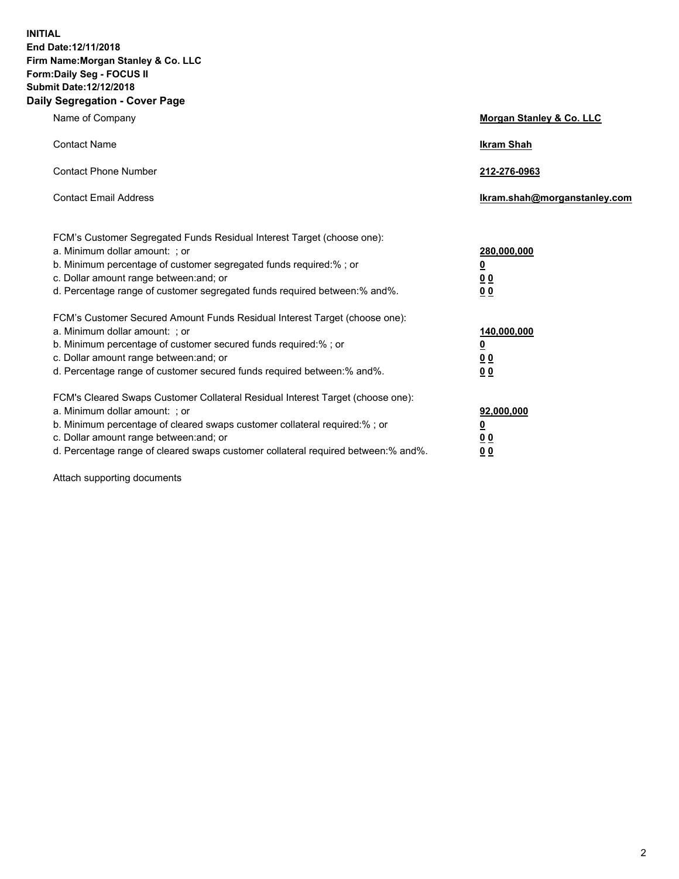**INITIAL**
**End Date:12/11/2018**
**Firm Name:Morgan Stanley & Co. LLC**
**Form:Daily Seg - FOCUS II**
**Submit Date:12/12/2018**

## Daily Segregation - Cover Page

| | |
|---|---|
| Name of Company | **Morgan Stanley & Co. LLC** |
| Contact Name | **Ikram Shah** |
| Contact Phone Number | **212-276-0963** |
| Contact Email Address | **Ikram.shah@morganstanley.com** |

| | |
|---|---|
| FCM's Customer Segregated Funds Residual Interest Target (choose one): | |
| a. Minimum dollar amount: ; or | **280,000,000** |
| b. Minimum percentage of customer segregated funds required:% ; or | **0** |
| c. Dollar amount range between:and; or | **0 0** |
| d. Percentage range of customer segregated funds required between:% and%. | **0 0** |
| FCM's Customer Secured Amount Funds Residual Interest Target (choose one): | |
| a. Minimum dollar amount: ; or | **140,000,000** |
| b. Minimum percentage of customer secured funds required:% ; or | **0** |
| c. Dollar amount range between:and; or | **0 0** |
| d. Percentage range of customer secured funds required between:% and%. | **0 0** |
| FCM's Cleared Swaps Customer Collateral Residual Interest Target (choose one): | |
| a. Minimum dollar amount: ; or | **92,000,000** |
| b. Minimum percentage of cleared swaps customer collateral required:% ; or | **0** |
| c. Dollar amount range between:and; or | **0 0** |
| d. Percentage range of cleared swaps customer collateral required between:% and%. | **0 0** |

Attach supporting documents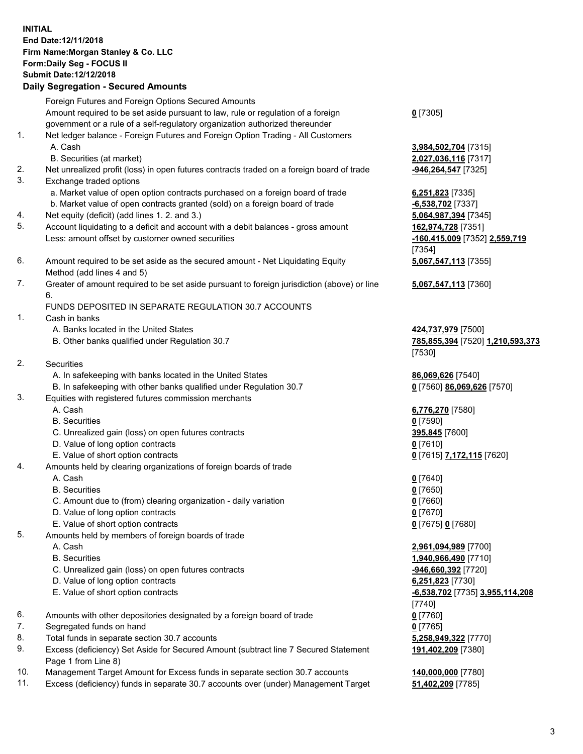**INITIAL**
**End Date:12/11/2018**
**Firm Name:Morgan Stanley & Co. LLC**
**Form:Daily Seg - FOCUS II**
**Submit Date:12/12/2018**

## Daily Segregation - Secured Amounts

| | | |
|---|---|---|
| | Foreign Futures and Foreign Options Secured Amounts | |
| | Amount required to be set aside pursuant to law, rule or regulation of a foreign government or a rule of a self-regulatory organization authorized thereunder | **0** [7305] |
| 1. | Net ledger balance - Foreign Futures and Foreign Option Trading - All Customers | |
| | A. Cash | **3,984,502,704** [7315] |
| | B. Securities (at market) | **2,027,036,116** [7317] |
| 2. | Net unrealized profit (loss) in open futures contracts traded on a foreign board of trade | **-946,264,547** [7325] |
| 3. | Exchange traded options | |
| | a. Market value of open option contracts purchased on a foreign board of trade | **6,251,823** [7335] |
| | b. Market value of open contracts granted (sold) on a foreign board of trade | **-6,538,702** [7337] |
| 4. | Net equity (deficit) (add lines 1. 2. and 3.) | **5,064,987,394** [7345] |
| 5. | Account liquidating to a deficit and account with a debit balances - gross amount | **162,974,728** [7351] |
| | Less: amount offset by customer owned securities | **-160,415,009** [7352] **2,559,719** [7354] |
| 6. | Amount required to be set aside as the secured amount - Net Liquidating Equity Method (add lines 4 and 5) | **5,067,547,113** [7355] |
| 7. | Greater of amount required to be set aside pursuant to foreign jurisdiction (above) or line 6. | **5,067,547,113** [7360] |
| | FUNDS DEPOSITED IN SEPARATE REGULATION 30.7 ACCOUNTS | |
| 1. | Cash in banks | |
| | A. Banks located in the United States | **424,737,979** [7500] |
| | B. Other banks qualified under Regulation 30.7 | **785,855,394** [7520] **1,210,593,373** [7530] |
| 2. | Securities | |
| | A. In safekeeping with banks located in the United States | **86,069,626** [7540] |
| | B. In safekeeping with other banks qualified under Regulation 30.7 | **0** [7560] **86,069,626** [7570] |
| 3. | Equities with registered futures commission merchants | |
| | A. Cash | **6,776,270** [7580] |
| | B. Securities | **0** [7590] |
| | C. Unrealized gain (loss) on open futures contracts | **395,845** [7600] |
| | D. Value of long option contracts | **0** [7610] |
| | E. Value of short option contracts | **0** [7615] **7,172,115** [7620] |
| 4. | Amounts held by clearing organizations of foreign boards of trade | |
| | A. Cash | **0** [7640] |
| | B. Securities | **0** [7650] |
| | C. Amount due to (from) clearing organization - daily variation | **0** [7660] |
| | D. Value of long option contracts | **0** [7670] |
| | E. Value of short option contracts | **0** [7675] **0** [7680] |
| 5. | Amounts held by members of foreign boards of trade | |
| | A. Cash | **2,961,094,989** [7700] |
| | B. Securities | **1,940,966,490** [7710] |
| | C. Unrealized gain (loss) on open futures contracts | **-946,660,392** [7720] |
| | D. Value of long option contracts | **6,251,823** [7730] |
| | E. Value of short option contracts | **-6,538,702** [7735] **3,955,114,208** [7740] |
| 6. | Amounts with other depositories designated by a foreign board of trade | **0** [7760] |
| 7. | Segregated funds on hand | **0** [7765] |
| 8. | Total funds in separate section 30.7 accounts | **5,258,949,322** [7770] |
| 9. | Excess (deficiency) Set Aside for Secured Amount (subtract line 7 Secured Statement Page 1 from Line 8) | **191,402,209** [7380] |
| 10. | Management Target Amount for Excess funds in separate section 30.7 accounts | **140,000,000** [7780] |
| 11. | Excess (deficiency) funds in separate 30.7 accounts over (under) Management Target | **51,402,209** [7785] |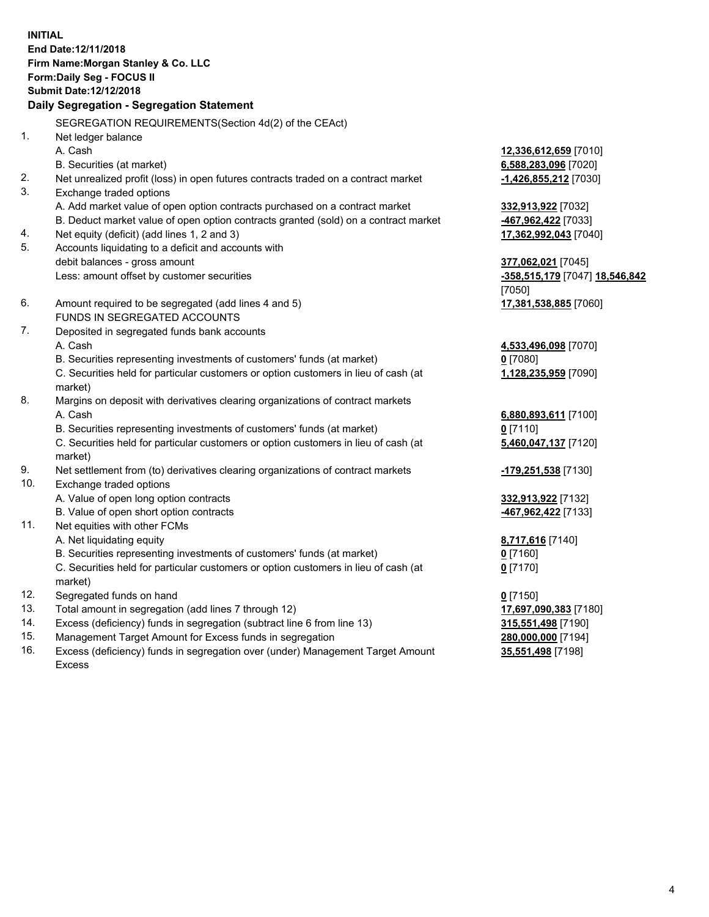**INITIAL**
**End Date:12/11/2018**
**Firm Name:Morgan Stanley & Co. LLC**
**Form:Daily Seg - FOCUS II**
**Submit Date:12/12/2018**

**Daily Segregation - Segregation Statement**

SEGREGATION REQUIREMENTS(Section 4d(2) of the CEAct)

| | | |
|---|---|---|
| 1. | Net ledger balance | |
| | A. Cash | **12,336,612,659** [7010] |
| | B. Securities (at market) | **6,588,283,096** [7020] |
| 2. | Net unrealized profit (loss) in open futures contracts traded on a contract market | **-1,426,855,212** [7030] |
| 3. | Exchange traded options | |
| | A. Add market value of open option contracts purchased on a contract market | **332,913,922** [7032] |
| | B. Deduct market value of open option contracts granted (sold) on a contract market | **-467,962,422** [7033] |
| 4. | Net equity (deficit) (add lines 1, 2 and 3) | **17,362,992,043** [7040] |
| 5. | Accounts liquidating to a deficit and accounts with debit balances - gross amount | **377,062,021** [7045] |
| | Less: amount offset by customer securities | **-358,515,179** [7047] **18,546,842** [7050] |
| 6. | Amount required to be segregated (add lines 4 and 5) | **17,381,538,885** [7060] |
| | FUNDS IN SEGREGATED ACCOUNTS | |
| 7. | Deposited in segregated funds bank accounts | |
| | A. Cash | **4,533,496,098** [7070] |
| | B. Securities representing investments of customers' funds (at market) | **0** [7080] |
| | C. Securities held for particular customers or option customers in lieu of cash (at market) | **1,128,235,959** [7090] |
| 8. | Margins on deposit with derivatives clearing organizations of contract markets | |
| | A. Cash | **6,880,893,611** [7100] |
| | B. Securities representing investments of customers' funds (at market) | **0** [7110] |
| | C. Securities held for particular customers or option customers in lieu of cash (at market) | **5,460,047,137** [7120] |
| 9. | Net settlement from (to) derivatives clearing organizations of contract markets | **-179,251,538** [7130] |
| 10. | Exchange traded options | |
| | A. Value of open long option contracts | **332,913,922** [7132] |
| | B. Value of open short option contracts | **-467,962,422** [7133] |
| 11. | Net equities with other FCMs | |
| | A. Net liquidating equity | **8,717,616** [7140] |
| | B. Securities representing investments of customers' funds (at market) | **0** [7160] |
| | C. Securities held for particular customers or option customers in lieu of cash (at market) | **0** [7170] |
| 12. | Segregated funds on hand | **0** [7150] |
| 13. | Total amount in segregation (add lines 7 through 12) | **17,697,090,383** [7180] |
| 14. | Excess (deficiency) funds in segregation (subtract line 6 from line 13) | **315,551,498** [7190] |
| 15. | Management Target Amount for Excess funds in segregation | **280,000,000** [7194] |
| 16. | Excess (deficiency) funds in segregation over (under) Management Target Amount Excess | **35,551,498** [7198] |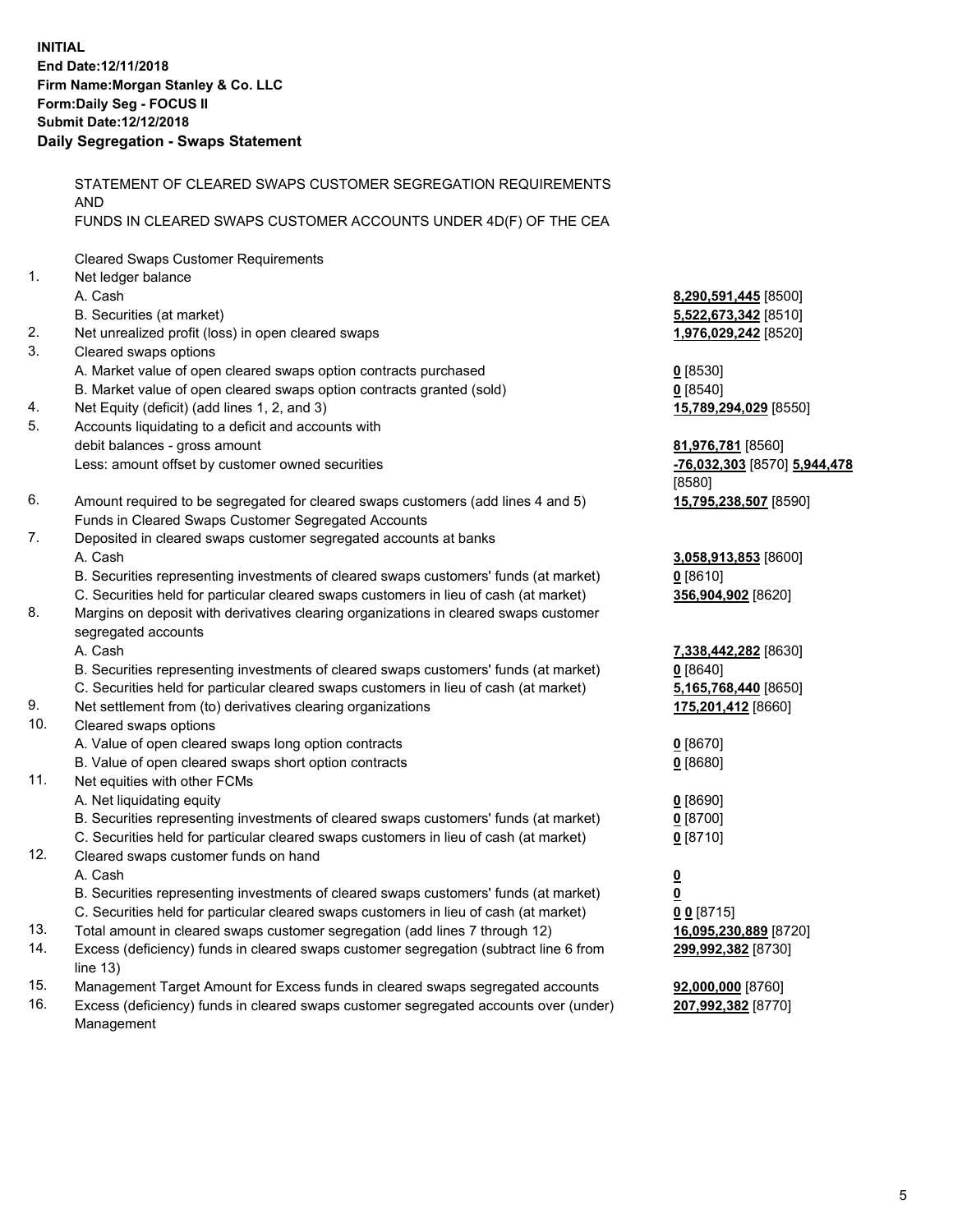**INITIAL**
**End Date:12/11/2018**
**Firm Name:Morgan Stanley & Co. LLC**
**Form:Daily Seg - FOCUS II**
**Submit Date:12/12/2018**
**Daily Segregation - Swaps Statement**

STATEMENT OF CLEARED SWAPS CUSTOMER SEGREGATION REQUIREMENTS AND FUNDS IN CLEARED SWAPS CUSTOMER ACCOUNTS UNDER 4D(F) OF THE CEA

| | | |
|---|---|---|
| | Cleared Swaps Customer Requirements | |
| 1. | Net ledger balance | |
| | A. Cash | **8,290,591,445** [8500] |
| | B. Securities (at market) | **5,522,673,342** [8510] |
| 2. | Net unrealized profit (loss) in open cleared swaps | **1,976,029,242** [8520] |
| 3. | Cleared swaps options | |
| | A. Market value of open cleared swaps option contracts purchased | **0** [8530] |
| | B. Market value of open cleared swaps option contracts granted (sold) | **0** [8540] |
| 4. | Net Equity (deficit) (add lines 1, 2, and 3) | **15,789,294,029** [8550] |
| 5. | Accounts liquidating to a deficit and accounts with debit balances - gross amount | **81,976,781** [8560] |
| | Less: amount offset by customer owned securities | **-76,032,303** [8570] **5,944,478** [8580] |
| 6. | Amount required to be segregated for cleared swaps customers (add lines 4 and 5) | **15,795,238,507** [8590] |
| | Funds in Cleared Swaps Customer Segregated Accounts | |
| 7. | Deposited in cleared swaps customer segregated accounts at banks | |
| | A. Cash | **3,058,913,853** [8600] |
| | B. Securities representing investments of cleared swaps customers' funds (at market) | **0** [8610] |
| | C. Securities held for particular cleared swaps customers in lieu of cash (at market) | **356,904,902** [8620] |
| 8. | Margins on deposit with derivatives clearing organizations in cleared swaps customer segregated accounts | |
| | A. Cash | **7,338,442,282** [8630] |
| | B. Securities representing investments of cleared swaps customers' funds (at market) | **0** [8640] |
| | C. Securities held for particular cleared swaps customers in lieu of cash (at market) | **5,165,768,440** [8650] |
| 9. | Net settlement from (to) derivatives clearing organizations | **175,201,412** [8660] |
| 10. | Cleared swaps options | |
| | A. Value of open cleared swaps long option contracts | **0** [8670] |
| | B. Value of open cleared swaps short option contracts | **0** [8680] |
| 11. | Net equities with other FCMs | |
| | A. Net liquidating equity | **0** [8690] |
| | B. Securities representing investments of cleared swaps customers' funds (at market) | **0** [8700] |
| | C. Securities held for particular cleared swaps customers in lieu of cash (at market) | **0** [8710] |
| 12. | Cleared swaps customer funds on hand | |
| | A. Cash | **0** |
| | B. Securities representing investments of cleared swaps customers' funds (at market) | **0** |
| | C. Securities held for particular cleared swaps customers in lieu of cash (at market) | **0** **0** [8715] |
| 13. | Total amount in cleared swaps customer segregation (add lines 7 through 12) | **16,095,230,889** [8720] |
| 14. | Excess (deficiency) funds in cleared swaps customer segregation (subtract line 6 from line 13) | **299,992,382** [8730] |
| 15. | Management Target Amount for Excess funds in cleared swaps segregated accounts | **92,000,000** [8760] |
| 16. | Excess (deficiency) funds in cleared swaps customer segregated accounts over (under) Management | **207,992,382** [8770] |